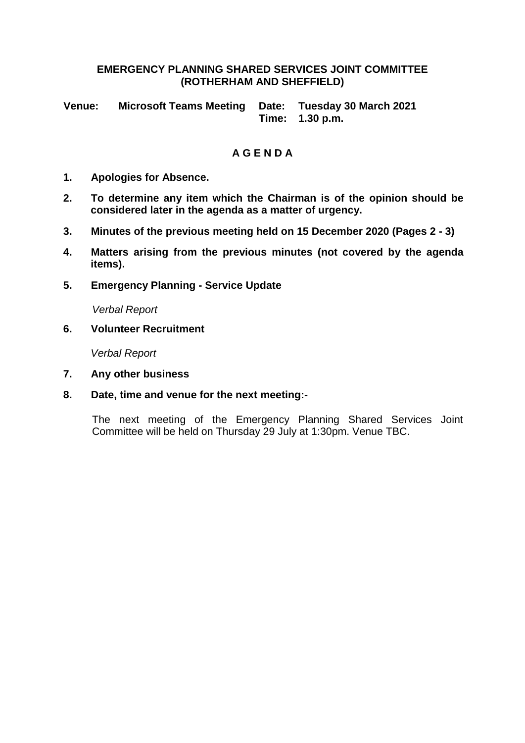# EMERGENCY PLANNING SHARED SERVICES JOINT COMMITTEE (ROTHERHAM AND SHEFFIELD)

**Venue:** **Microsoft Teams Meeting** **Date:** **Tuesday 30 March 2021**
**Time:** **1.30 p.m.**

## A G E N D A

1. **Apologies for Absence.**
2. **To determine any item which the Chairman is of the opinion should be considered later in the agenda as a matter of urgency.**
3. **Minutes of the previous meeting held on 15 December 2020 (Pages 2 - 3)**
4. **Matters arising from the previous minutes (not covered by the agenda items).**
5. **Emergency Planning - Service Update**

   *Verbal Report*

6. **Volunteer Recruitment**

   *Verbal Report*

7. **Any other business**
8. **Date, time and venue for the next meeting:-**

   The next meeting of the Emergency Planning Shared Services Joint Committee will be held on Thursday 29 July at 1:30pm. Venue TBC.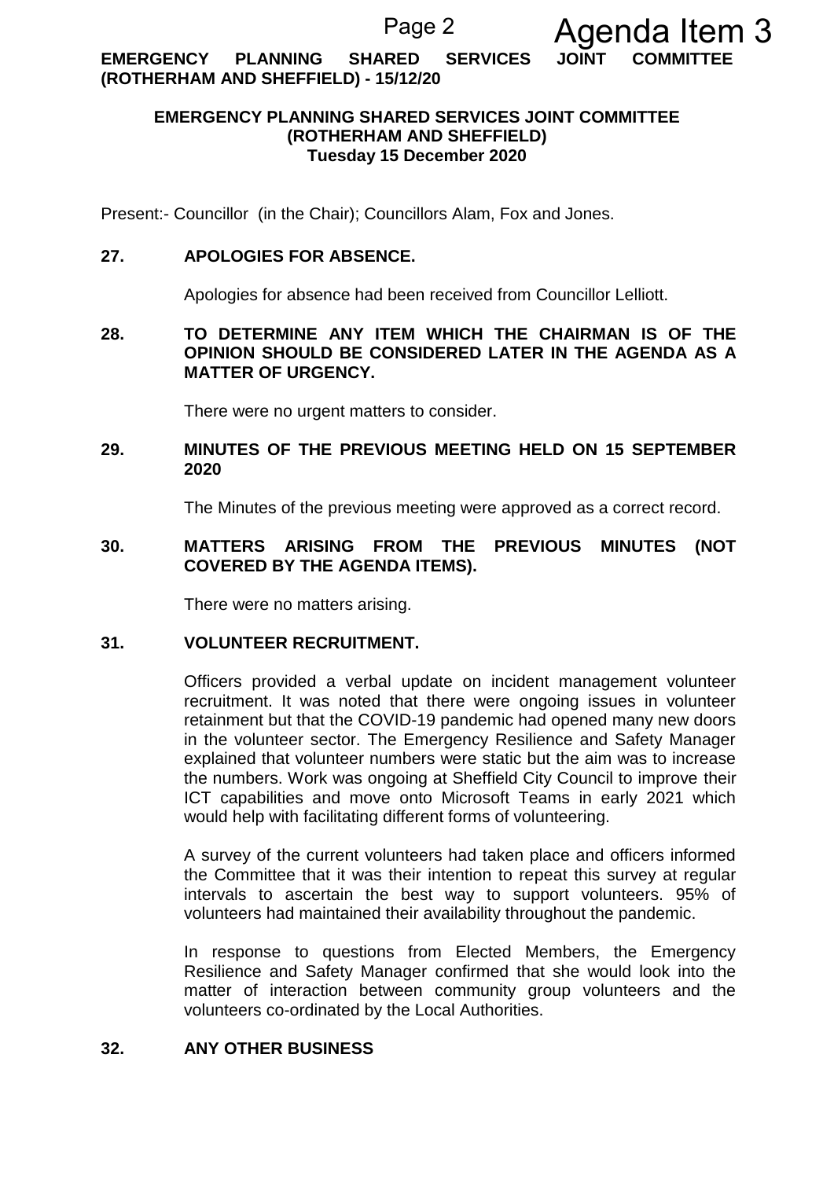# EMERGENCY PLANNING SHARED SERVICES JOINT COMMITTEE (ROTHERHAM AND SHEFFIELD)
## Tuesday 15 December 2020

Present:- Councillor (in the Chair); Councillors Alam, Fox and Jones.

### 27. APOLOGIES FOR ABSENCE.

Apologies for absence had been received from Councillor Lelliott.

### 28. TO DETERMINE ANY ITEM WHICH THE CHAIRMAN IS OF THE OPINION SHOULD BE CONSIDERED LATER IN THE AGENDA AS A MATTER OF URGENCY.

There were no urgent matters to consider.

### 29. MINUTES OF THE PREVIOUS MEETING HELD ON 15 SEPTEMBER 2020

The Minutes of the previous meeting were approved as a correct record.

### 30. MATTERS ARISING FROM THE PREVIOUS MINUTES (NOT COVERED BY THE AGENDA ITEMS).

There were no matters arising.

### 31. VOLUNTEER RECRUITMENT.

Officers provided a verbal update on incident management volunteer recruitment. It was noted that there were ongoing issues in volunteer retainment but that the COVID-19 pandemic had opened many new doors in the volunteer sector. The Emergency Resilience and Safety Manager explained that volunteer numbers were static but the aim was to increase the numbers. Work was ongoing at Sheffield City Council to improve their ICT capabilities and move onto Microsoft Teams in early 2021 which would help with facilitating different forms of volunteering.

A survey of the current volunteers had taken place and officers informed the Committee that it was their intention to repeat this survey at regular intervals to ascertain the best way to support volunteers. 95% of volunteers had maintained their availability throughout the pandemic.

In response to questions from Elected Members, the Emergency Resilience and Safety Manager confirmed that she would look into the matter of interaction between community group volunteers and the volunteers co-ordinated by the Local Authorities.

### 32. ANY OTHER BUSINESS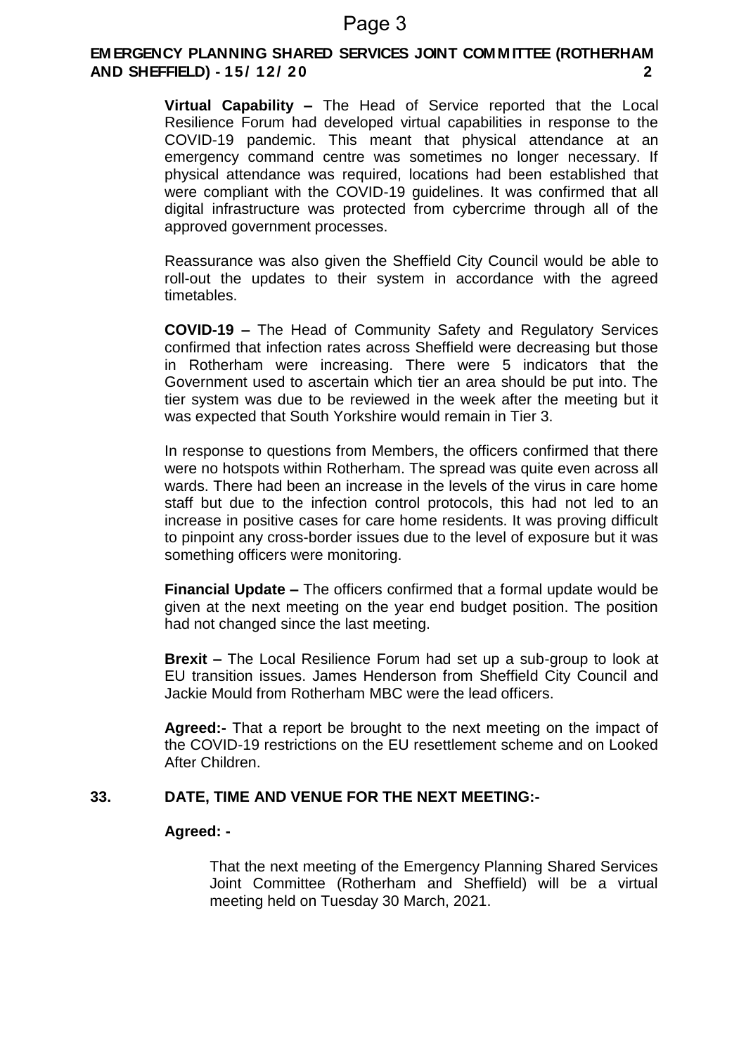**Virtual Capability –** The Head of Service reported that the Local Resilience Forum had developed virtual capabilities in response to the COVID-19 pandemic. This meant that physical attendance at an emergency command centre was sometimes no longer necessary. If physical attendance was required, locations had been established that were compliant with the COVID-19 guidelines. It was confirmed that all digital infrastructure was protected from cybercrime through all of the approved government processes.

Reassurance was also given the Sheffield City Council would be able to roll-out the updates to their system in accordance with the agreed timetables.

**COVID-19 –** The Head of Community Safety and Regulatory Services confirmed that infection rates across Sheffield were decreasing but those in Rotherham were increasing. There were 5 indicators that the Government used to ascertain which tier an area should be put into. The tier system was due to be reviewed in the week after the meeting but it was expected that South Yorkshire would remain in Tier 3.

In response to questions from Members, the officers confirmed that there were no hotspots within Rotherham. The spread was quite even across all wards. There had been an increase in the levels of the virus in care home staff but due to the infection control protocols, this had not led to an increase in positive cases for care home residents. It was proving difficult to pinpoint any cross-border issues due to the level of exposure but it was something officers were monitoring.

**Financial Update –** The officers confirmed that a formal update would be given at the next meeting on the year end budget position. The position had not changed since the last meeting.

**Brexit –** The Local Resilience Forum had set up a sub-group to look at EU transition issues. James Henderson from Sheffield City Council and Jackie Mould from Rotherham MBC were the lead officers.

**Agreed:-** That a report be brought to the next meeting on the impact of the COVID-19 restrictions on the EU resettlement scheme and on Looked After Children.

## 33. DATE, TIME AND VENUE FOR THE NEXT MEETING:-

**Agreed: -**

That the next meeting of the Emergency Planning Shared Services Joint Committee (Rotherham and Sheffield) will be a virtual meeting held on Tuesday 30 March, 2021.